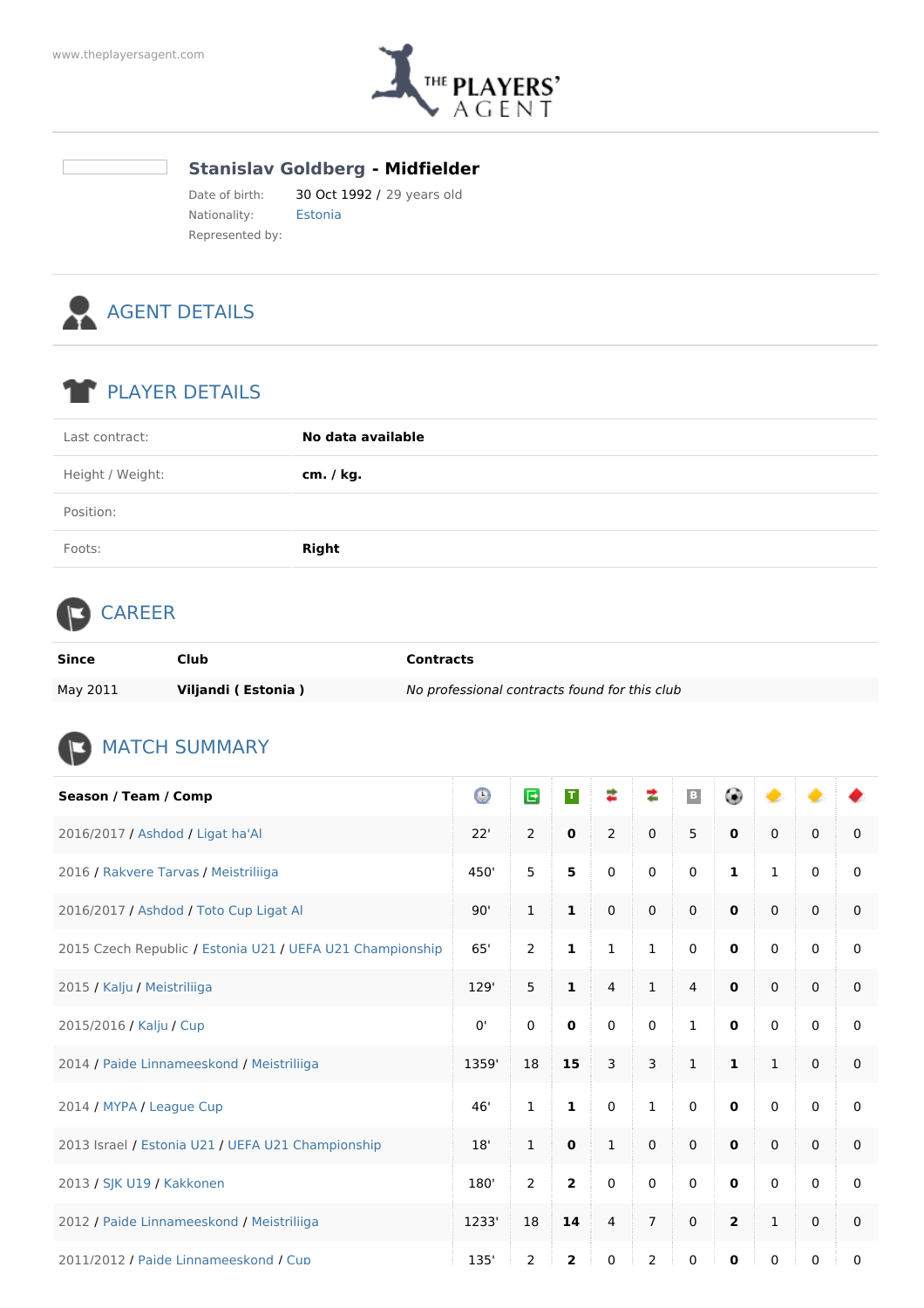www.theplayersagent.com

THE PLAYERS' AGENT

## Stanislav Goldberg - Midfielder

Date of birth: 30 Oct 1992 / 29 years old

Nationality: Estonia

Represented by:

## AGENT DETAILS

## PLAYER DETAILS

| | |
|---|---|
| Last contract: | **No data available** |
| Height / Weight: | **cm. / kg.** |
| Position: | |
| Foots: | **Right** |

## CAREER

| Since | Club | Contracts |
|---|---|---|
| May 2011 | **Viljandi ( Estonia )** | *No professional contracts found for this club* |

## MATCH SUMMARY

| Season / Team / Comp | Minutes | Appearances | Starting | Sub in | Sub out | Bench | Goals | Yellow | Second yellow | Red |
|---|---|---|---|---|---|---|---|---|---|---|
| 2016/2017 / Ashdod / Ligat ha'Al | 22' | 2 | **0** | 2 | 0 | 5 | **0** | 0 | 0 | 0 |
| 2016 / Rakvere Tarvas / Meistriliiga | 450' | 5 | **5** | 0 | 0 | 0 | **1** | 1 | 0 | 0 |
| 2016/2017 / Ashdod / Toto Cup Ligat Al | 90' | 1 | **1** | 0 | 0 | 0 | **0** | 0 | 0 | 0 |
| 2015 Czech Republic / Estonia U21 / UEFA U21 Championship | 65' | 2 | **1** | 1 | 1 | 0 | **0** | 0 | 0 | 0 |
| 2015 / Kalju / Meistriliiga | 129' | 5 | **1** | 4 | 1 | 4 | **0** | 0 | 0 | 0 |
| 2015/2016 / Kalju / Cup | 0' | 0 | **0** | 0 | 0 | 1 | **0** | 0 | 0 | 0 |
| 2014 / Paide Linnameeskond / Meistriliiga | 1359' | 18 | **15** | 3 | 3 | 1 | **1** | 1 | 0 | 0 |
| 2014 / MYPA / League Cup | 46' | 1 | **1** | 0 | 1 | 0 | **0** | 0 | 0 | 0 |
| 2013 Israel / Estonia U21 / UEFA U21 Championship | 18' | 1 | **0** | 1 | 0 | 0 | **0** | 0 | 0 | 0 |
| 2013 / SJK U19 / Kakkonen | 180' | 2 | **2** | 0 | 0 | 0 | **0** | 0 | 0 | 0 |
| 2012 / Paide Linnameeskond / Meistriliiga | 1233' | 18 | **14** | 4 | 7 | 0 | **2** | 1 | 0 | 0 |
| 2011/2012 / Paide Linnameeskond / Cup | 135' | 2 | **2** | 0 | 2 | 0 | **0** | 0 | 0 | 0 |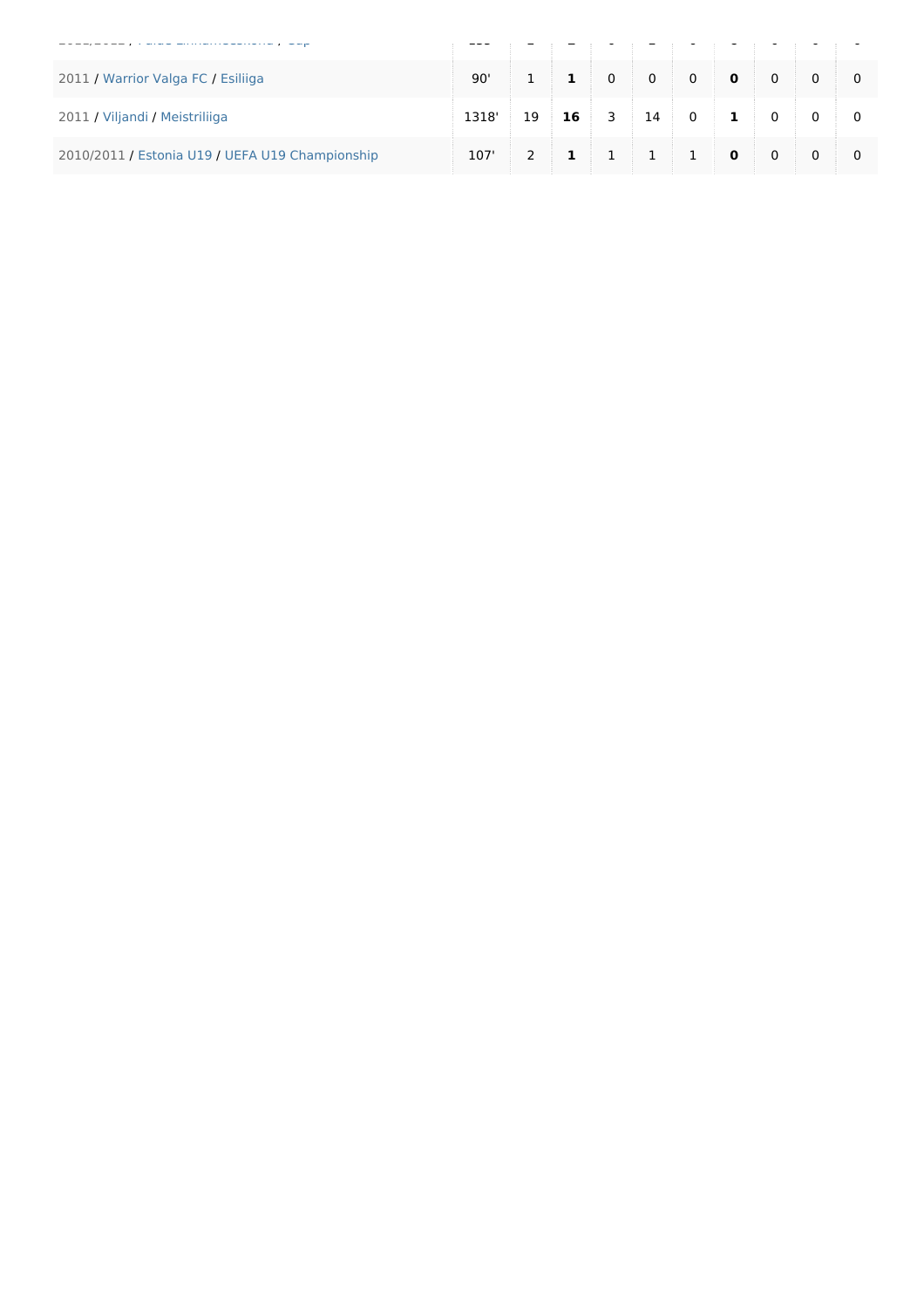| | | | | | | | | | | |
|---|---|---|---|---|---|---|---|---|---|---|
| 2011 / Warrior Valga FC / Esiliiga | 90' | 1 | **1** | 0 | 0 | 0 | **0** | 0 | 0 | 0 |
| 2011 / Viljandi / Meistriliiga | 1318' | 19 | **16** | 3 | 14 | 0 | **1** | 0 | 0 | 0 |
| 2010/2011 / Estonia U19 / UEFA U19 Championship | 107' | 2 | **1** | 1 | 1 | 1 | **0** | 0 | 0 | 0 |